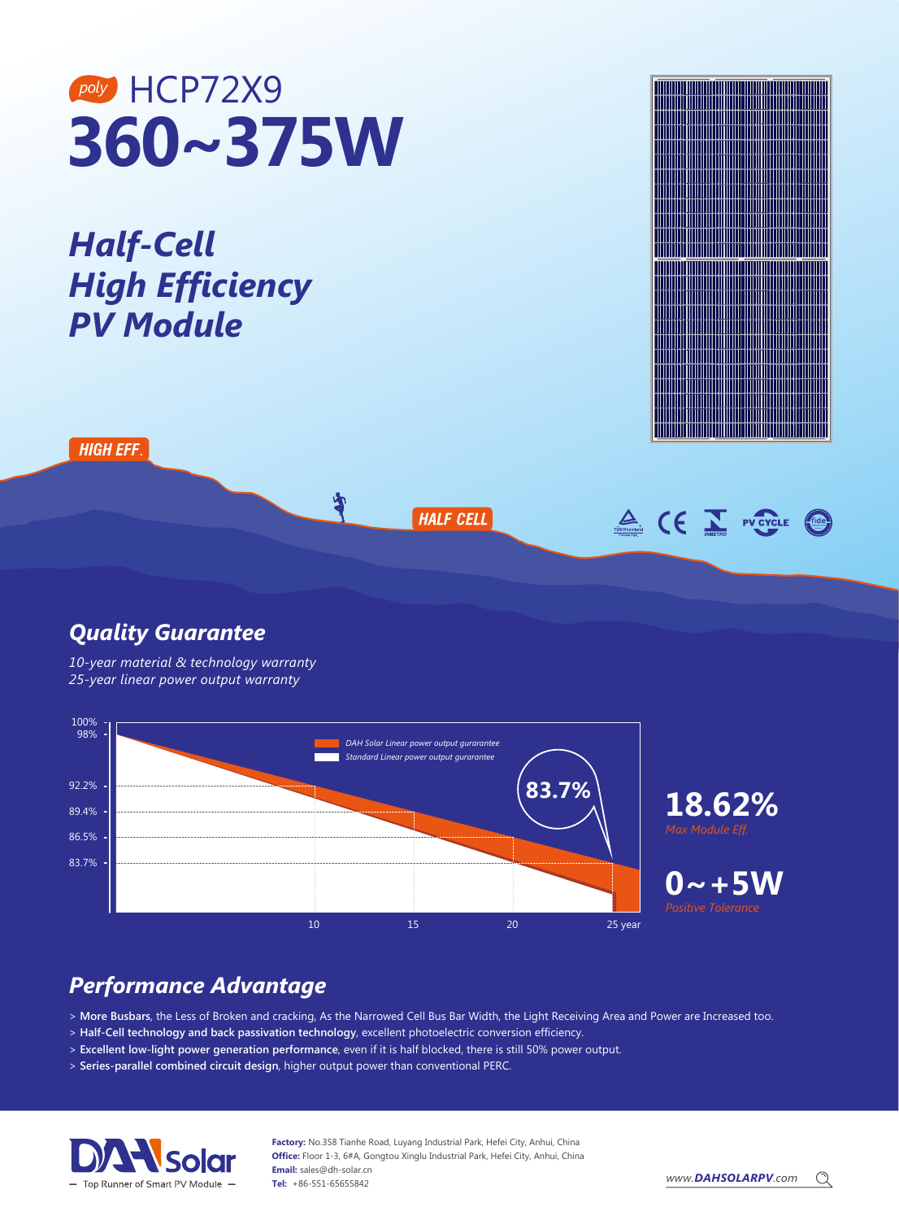poly HCP72X9

# 360~375W

## *Half-Cell High Efficiency PV Module*

HIGH EFF.

HALF CELL

## *Quality Guarantee*

*10-year material & technology warranty*
*25-year linear power output warranty*

100%
98%
92.2%
89.4%
86.5%
83.7%

*DAH Solar Linear power output gurarantee*
*Standard Linear power output gurarantee*

83.7%

10 15 20 25 year

**18.62%**
*Max Module Eff.*

**0~+5W**
*Positive Tolerance*

## *Performance Advantage*

> **More Busbars**, the Less of Broken and cracking, As the Narrowed Cell Bus Bar Width, the Light Receiving Area and Power are Increased too.
> **Half-Cell technology and back passivation technology**, excellent photoelectric conversion efficiency.
> **Excellent low-light power generation performance**, even if it is half blocked, there is still 50% power output.
> **Series-parallel combined circuit design**, higher output power than conventional PERC.

DAH Solar — Top Runner of Smart PV Module —

**Factory:** No.358 Tianhe Road, Luyang Industrial Park, Hefei City, Anhui, China
**Office:** Floor 1-3, 6#A, Gongtou Xinglu Industrial Park, Hefei City, Anhui, China
**Email:** sales@dh-solar.cn
**Tel:** +86-551-65655842

www.DAHSOLARPV.com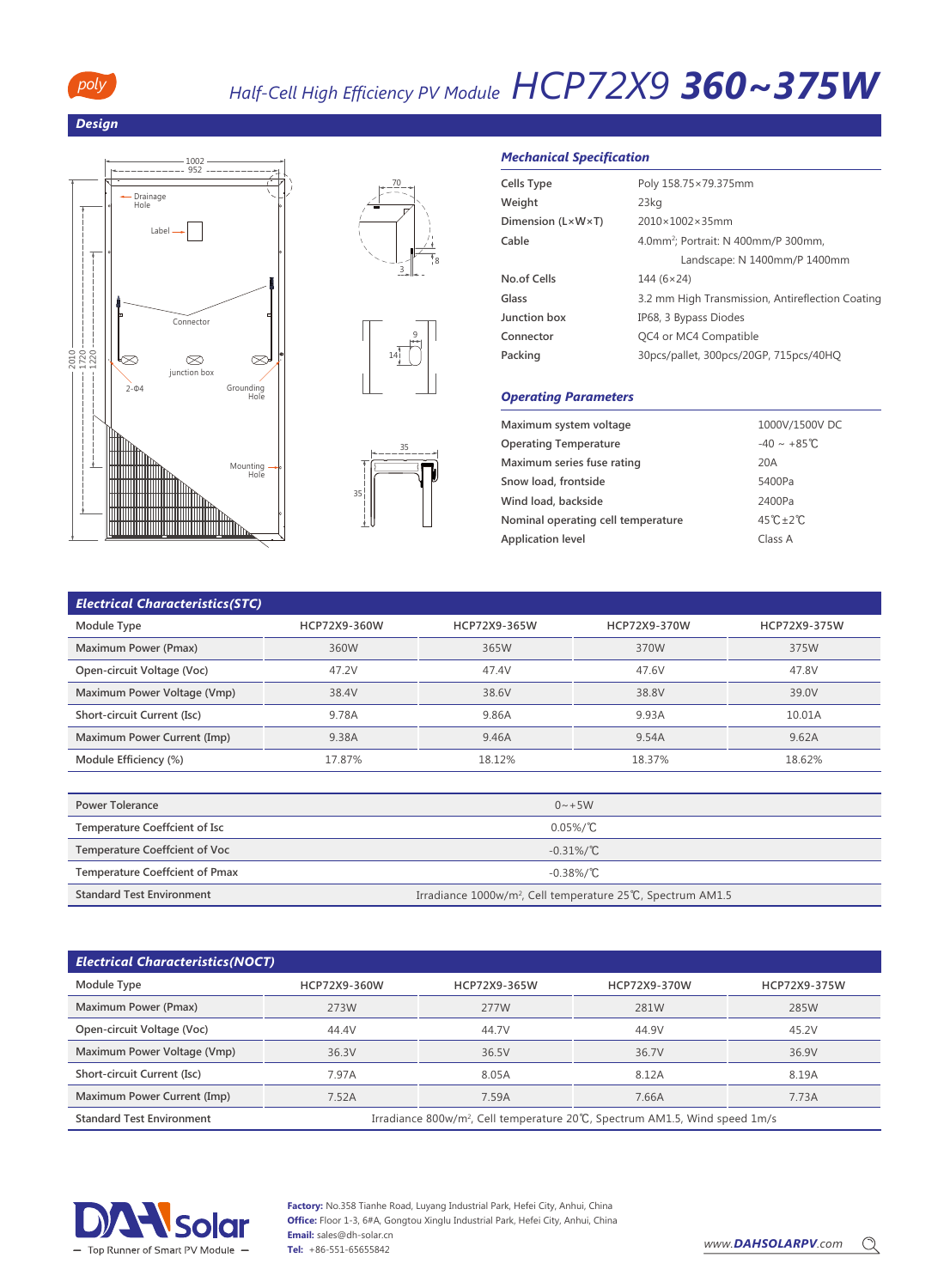poly

# Half-Cell High Efficiency PV Module HCP72X9 **360~375W**

## *Design*

1002
952
Drainage Hole
Label
Connector
junction box
2-Φ4
Grounding Hole
Mounting Hole
2010
1720
1220
70
3
8
9
14
35
35

### *Mechanical Specification*

| | |
|---|---|
| Cells Type | Poly 158.75×79.375mm |
| Weight | 23kg |
| Dimension (L×W×T) | 2010×1002×35mm |
| Cable | 4.0mm²; Portrait: N 400mm/P 300mm, Landscape: N 1400mm/P 1400mm |
| No.of Cells | 144 (6×24) |
| Glass | 3.2 mm High Transmission, Antireflection Coating |
| Junction box | IP68, 3 Bypass Diodes |
| Connector | QC4 or MC4 Compatible |
| Packing | 30pcs/pallet, 300pcs/20GP, 715pcs/40HQ |

### *Operating Parameters*

| | |
|---|---|
| Maximum system voltage | 1000V/1500V DC |
| Operating Temperature | -40 ~ +85℃ |
| Maximum series fuse rating | 20A |
| Snow load, frontside | 5400Pa |
| Wind load, backside | 2400Pa |
| Nominal operating cell temperature | 45℃±2℃ |
| Application level | Class A |

## *Electrical Characteristics(STC)*

| Module Type | HCP72X9-360W | HCP72X9-365W | HCP72X9-370W | HCP72X9-375W |
|---|---|---|---|---|
| Maximum Power (Pmax) | 360W | 365W | 370W | 375W |
| Open-circuit Voltage (Voc) | 47.2V | 47.4V | 47.6V | 47.8V |
| Maximum Power Voltage (Vmp) | 38.4V | 38.6V | 38.8V | 39.0V |
| Short-circuit Current (Isc) | 9.78A | 9.86A | 9.93A | 10.01A |
| Maximum Power Current (Imp) | 9.38A | 9.46A | 9.54A | 9.62A |
| Module Efficiency (%) | 17.87% | 18.12% | 18.37% | 18.62% |

| | |
|---|---|
| Power Tolerance | 0~+5W |
| Temperature Coeffcient of Isc | 0.05%/℃ |
| Temperature Coeffcient of Voc | -0.31%/℃ |
| Temperature Coeffcient of Pmax | -0.38%/℃ |
| Standard Test Environment | Irradiance 1000w/m², Cell temperature 25℃, Spectrum AM1.5 |

## *Electrical Characteristics(NOCT)*

| Module Type | HCP72X9-360W | HCP72X9-365W | HCP72X9-370W | HCP72X9-375W |
|---|---|---|---|---|
| Maximum Power (Pmax) | 273W | 277W | 281W | 285W |
| Open-circuit Voltage (Voc) | 44.4V | 44.7V | 44.9V | 45.2V |
| Maximum Power Voltage (Vmp) | 36.3V | 36.5V | 36.7V | 36.9V |
| Short-circuit Current (Isc) | 7.97A | 8.05A | 8.12A | 8.19A |
| Maximum Power Current (Imp) | 7.52A | 7.59A | 7.66A | 7.73A |
| Standard Test Environment | Irradiance 800w/m², Cell temperature 20℃, Spectrum AM1.5, Wind speed 1m/s | | | |

DAH Solar — Top Runner of Smart PV Module —

**Factory:** No.358 Tianhe Road, Luyang Industrial Park, Hefei City, Anhui, China
**Office:** Floor 1-3, 6#A, Gongtou Xinglu Industrial Park, Hefei City, Anhui, China
**Email:** sales@dh-solar.cn
**Tel:** +86-551-65655842

www.DAHSOLARPV.com